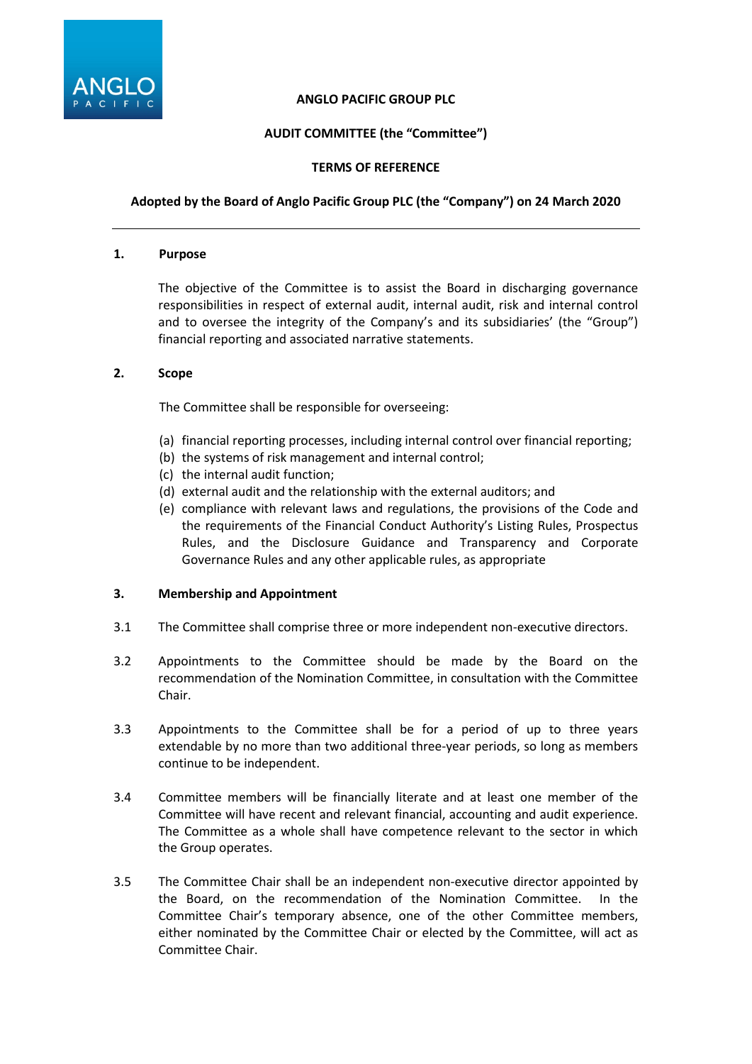**ANGLO PACIFIC GROUP PLC**

**AUDIT COMMITTEE (the "Committee")**

**TERMS OF REFERENCE**

**Adopted by the Board of Anglo Pacific Group PLC (the "Company") on 24 March 2020**

---

## 1. Purpose

The objective of the Committee is to assist the Board in discharging governance responsibilities in respect of external audit, internal audit, risk and internal control and to oversee the integrity of the Company's and its subsidiaries' (the "Group") financial reporting and associated narrative statements.

## 2. Scope

The Committee shall be responsible for overseeing:

(a) financial reporting processes, including internal control over financial reporting;
(b) the systems of risk management and internal control;
(c) the internal audit function;
(d) external audit and the relationship with the external auditors; and
(e) compliance with relevant laws and regulations, the provisions of the Code and the requirements of the Financial Conduct Authority's Listing Rules, Prospectus Rules, and the Disclosure Guidance and Transparency and Corporate Governance Rules and any other applicable rules, as appropriate

## 3. Membership and Appointment

3.1 The Committee shall comprise three or more independent non-executive directors.

3.2 Appointments to the Committee should be made by the Board on the recommendation of the Nomination Committee, in consultation with the Committee Chair.

3.3 Appointments to the Committee shall be for a period of up to three years extendable by no more than two additional three-year periods, so long as members continue to be independent.

3.4 Committee members will be financially literate and at least one member of the Committee will have recent and relevant financial, accounting and audit experience. The Committee as a whole shall have competence relevant to the sector in which the Group operates.

3.5 The Committee Chair shall be an independent non-executive director appointed by the Board, on the recommendation of the Nomination Committee. In the Committee Chair's temporary absence, one of the other Committee members, either nominated by the Committee Chair or elected by the Committee, will act as Committee Chair.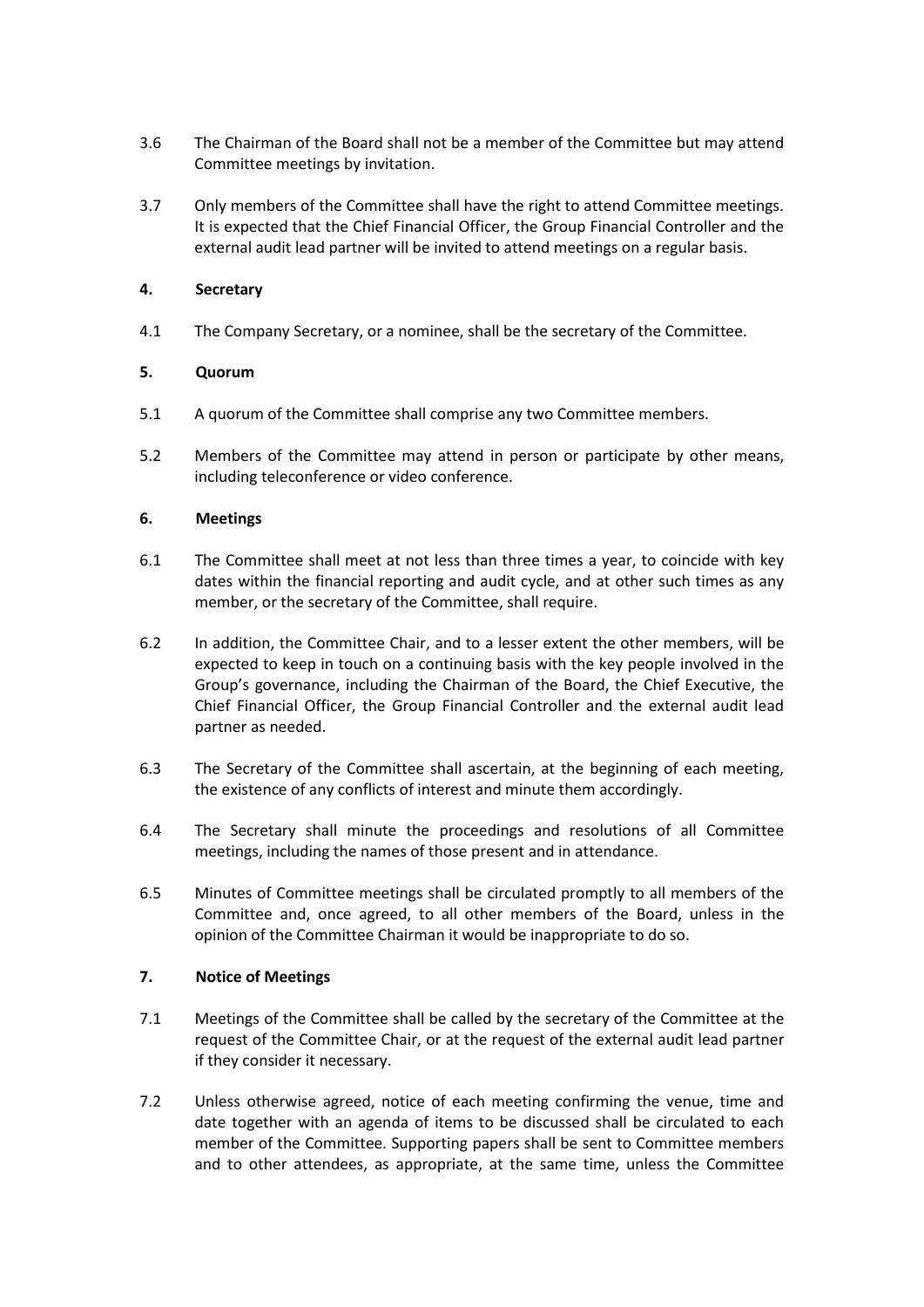3.6 The Chairman of the Board shall not be a member of the Committee but may attend Committee meetings by invitation.

3.7 Only members of the Committee shall have the right to attend Committee meetings. It is expected that the Chief Financial Officer, the Group Financial Controller and the external audit lead partner will be invited to attend meetings on a regular basis.

**4. Secretary**

4.1 The Company Secretary, or a nominee, shall be the secretary of the Committee.

**5. Quorum**

5.1 A quorum of the Committee shall comprise any two Committee members.

5.2 Members of the Committee may attend in person or participate by other means, including teleconference or video conference.

**6. Meetings**

6.1 The Committee shall meet at not less than three times a year, to coincide with key dates within the financial reporting and audit cycle, and at other such times as any member, or the secretary of the Committee, shall require.

6.2 In addition, the Committee Chair, and to a lesser extent the other members, will be expected to keep in touch on a continuing basis with the key people involved in the Group's governance, including the Chairman of the Board, the Chief Executive, the Chief Financial Officer, the Group Financial Controller and the external audit lead partner as needed.

6.3 The Secretary of the Committee shall ascertain, at the beginning of each meeting, the existence of any conflicts of interest and minute them accordingly.

6.4 The Secretary shall minute the proceedings and resolutions of all Committee meetings, including the names of those present and in attendance.

6.5 Minutes of Committee meetings shall be circulated promptly to all members of the Committee and, once agreed, to all other members of the Board, unless in the opinion of the Committee Chairman it would be inappropriate to do so.

**7. Notice of Meetings**

7.1 Meetings of the Committee shall be called by the secretary of the Committee at the request of the Committee Chair, or at the request of the external audit lead partner if they consider it necessary.

7.2 Unless otherwise agreed, notice of each meeting confirming the venue, time and date together with an agenda of items to be discussed shall be circulated to each member of the Committee. Supporting papers shall be sent to Committee members and to other attendees, as appropriate, at the same time, unless the Committee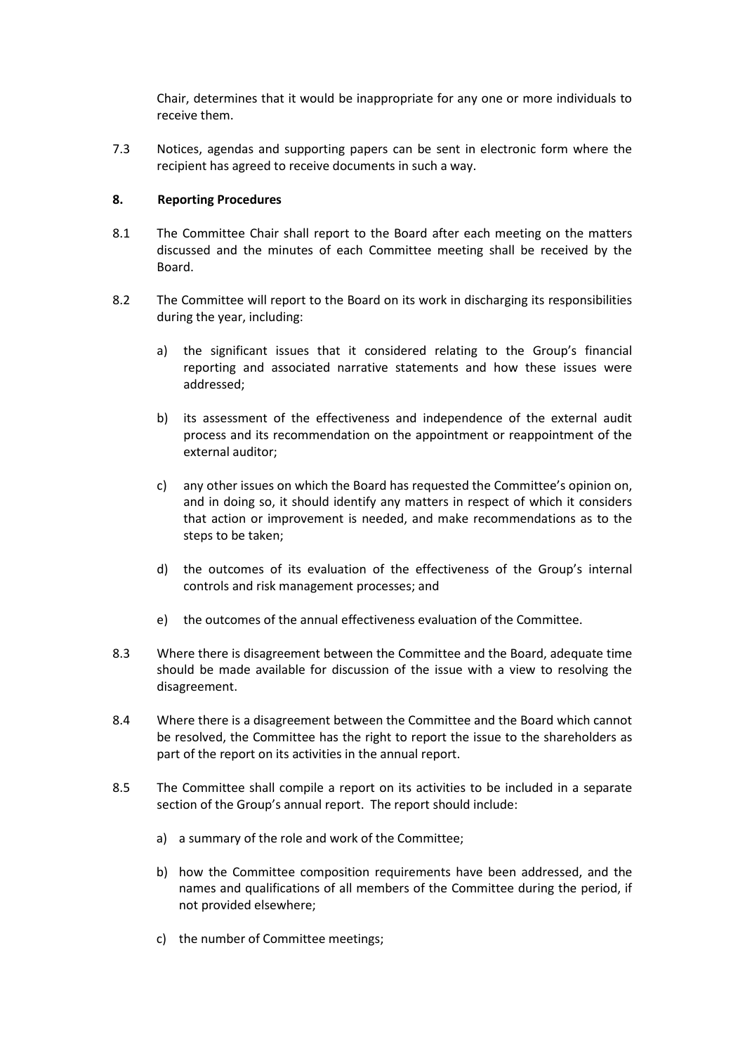Chair, determines that it would be inappropriate for any one or more individuals to receive them.

7.3 Notices, agendas and supporting papers can be sent in electronic form where the recipient has agreed to receive documents in such a way.

**8. Reporting Procedures**

8.1 The Committee Chair shall report to the Board after each meeting on the matters discussed and the minutes of each Committee meeting shall be received by the Board.

8.2 The Committee will report to the Board on its work in discharging its responsibilities during the year, including:

a) the significant issues that it considered relating to the Group's financial reporting and associated narrative statements and how these issues were addressed;

b) its assessment of the effectiveness and independence of the external audit process and its recommendation on the appointment or reappointment of the external auditor;

c) any other issues on which the Board has requested the Committee's opinion on, and in doing so, it should identify any matters in respect of which it considers that action or improvement is needed, and make recommendations as to the steps to be taken;

d) the outcomes of its evaluation of the effectiveness of the Group's internal controls and risk management processes; and

e) the outcomes of the annual effectiveness evaluation of the Committee.

8.3 Where there is disagreement between the Committee and the Board, adequate time should be made available for discussion of the issue with a view to resolving the disagreement.

8.4 Where there is a disagreement between the Committee and the Board which cannot be resolved, the Committee has the right to report the issue to the shareholders as part of the report on its activities in the annual report.

8.5 The Committee shall compile a report on its activities to be included in a separate section of the Group's annual report. The report should include:

a) a summary of the role and work of the Committee;

b) how the Committee composition requirements have been addressed, and the names and qualifications of all members of the Committee during the period, if not provided elsewhere;

c) the number of Committee meetings;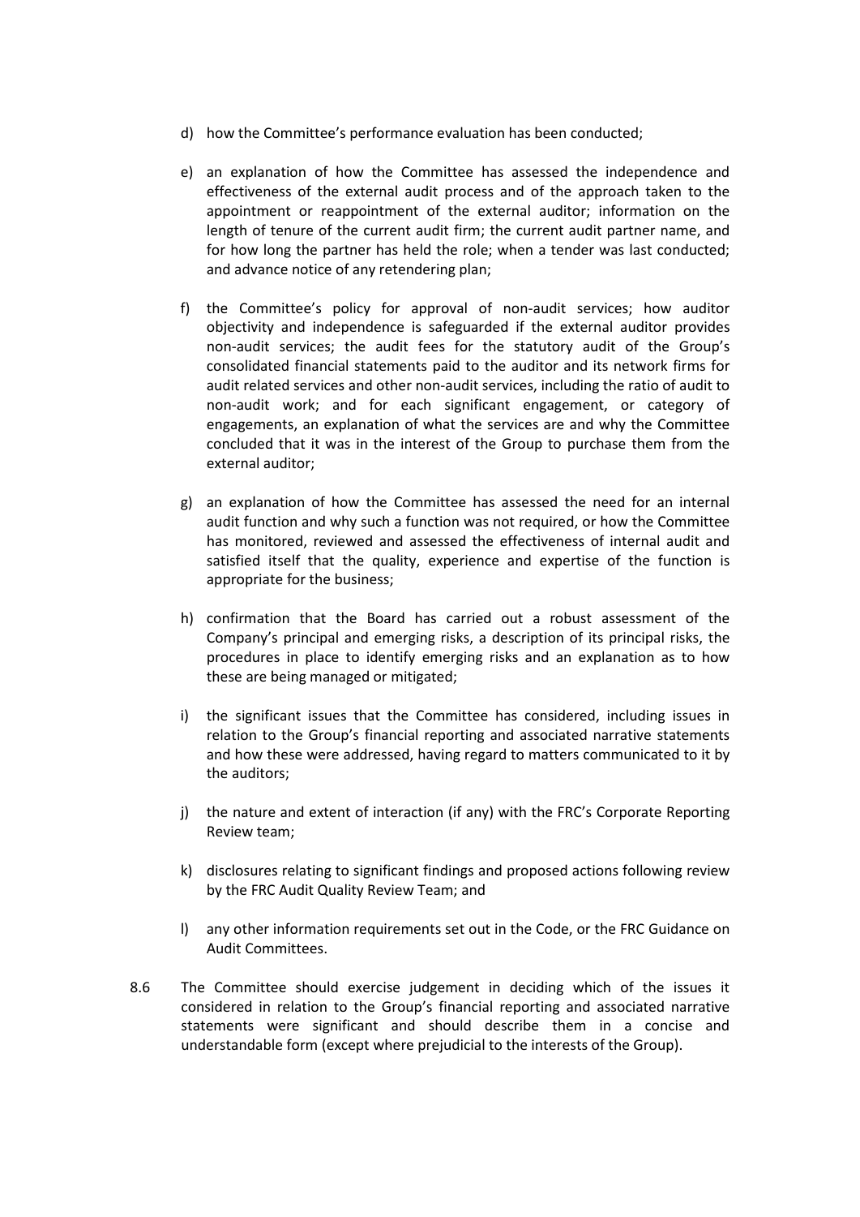d) how the Committee's performance evaluation has been conducted;

e) an explanation of how the Committee has assessed the independence and effectiveness of the external audit process and of the approach taken to the appointment or reappointment of the external auditor; information on the length of tenure of the current audit firm; the current audit partner name, and for how long the partner has held the role; when a tender was last conducted; and advance notice of any retendering plan;

f) the Committee's policy for approval of non-audit services; how auditor objectivity and independence is safeguarded if the external auditor provides non-audit services; the audit fees for the statutory audit of the Group's consolidated financial statements paid to the auditor and its network firms for audit related services and other non-audit services, including the ratio of audit to non-audit work; and for each significant engagement, or category of engagements, an explanation of what the services are and why the Committee concluded that it was in the interest of the Group to purchase them from the external auditor;

g) an explanation of how the Committee has assessed the need for an internal audit function and why such a function was not required, or how the Committee has monitored, reviewed and assessed the effectiveness of internal audit and satisfied itself that the quality, experience and expertise of the function is appropriate for the business;

h) confirmation that the Board has carried out a robust assessment of the Company's principal and emerging risks, a description of its principal risks, the procedures in place to identify emerging risks and an explanation as to how these are being managed or mitigated;

i) the significant issues that the Committee has considered, including issues in relation to the Group's financial reporting and associated narrative statements and how these were addressed, having regard to matters communicated to it by the auditors;

j) the nature and extent of interaction (if any) with the FRC's Corporate Reporting Review team;

k) disclosures relating to significant findings and proposed actions following review by the FRC Audit Quality Review Team; and

l) any other information requirements set out in the Code, or the FRC Guidance on Audit Committees.

8.6 The Committee should exercise judgement in deciding which of the issues it considered in relation to the Group's financial reporting and associated narrative statements were significant and should describe them in a concise and understandable form (except where prejudicial to the interests of the Group).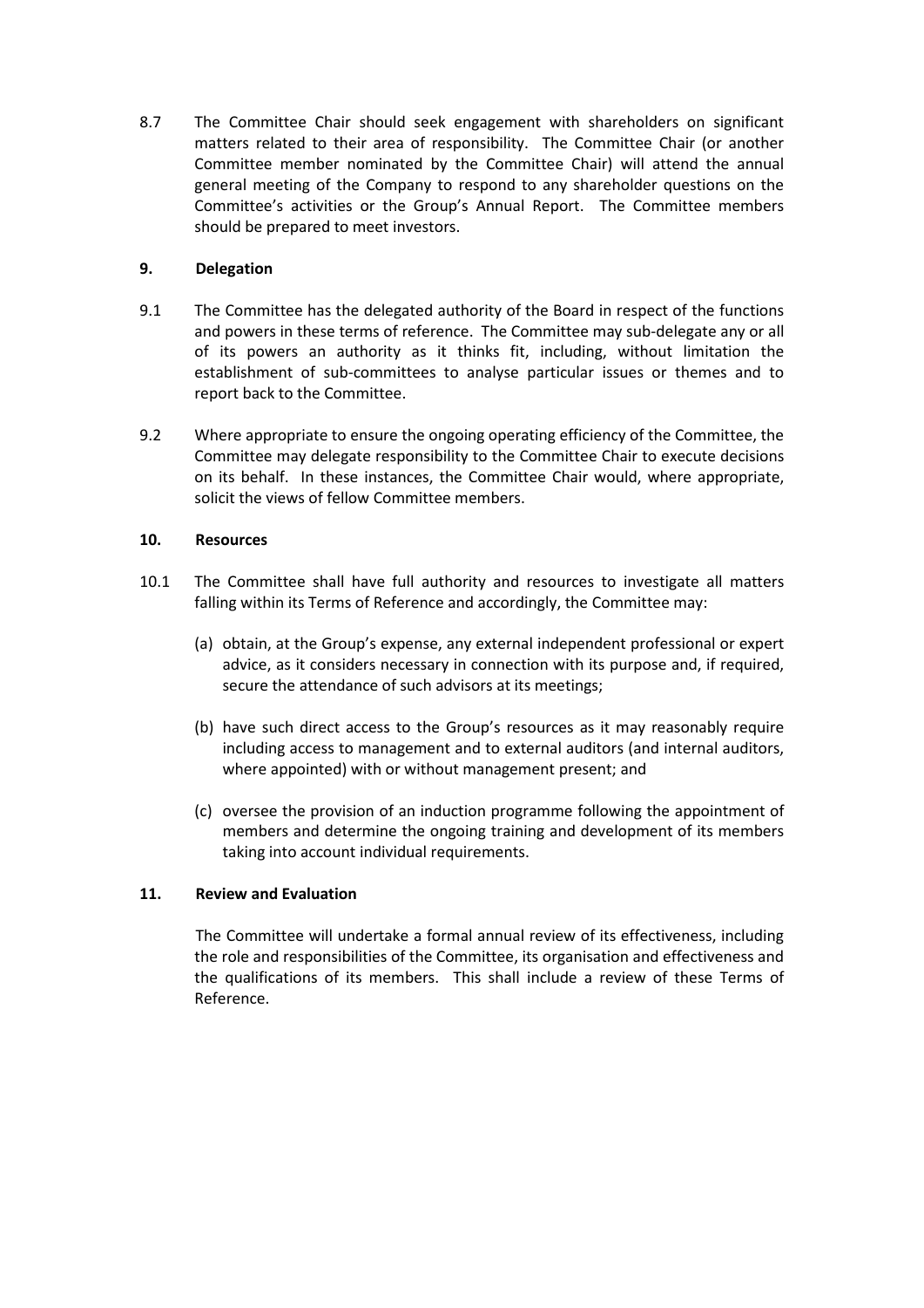8.7 The Committee Chair should seek engagement with shareholders on significant matters related to their area of responsibility. The Committee Chair (or another Committee member nominated by the Committee Chair) will attend the annual general meeting of the Company to respond to any shareholder questions on the Committee's activities or the Group's Annual Report. The Committee members should be prepared to meet investors.

**9. Delegation**

9.1 The Committee has the delegated authority of the Board in respect of the functions and powers in these terms of reference. The Committee may sub-delegate any or all of its powers an authority as it thinks fit, including, without limitation the establishment of sub-committees to analyse particular issues or themes and to report back to the Committee.

9.2 Where appropriate to ensure the ongoing operating efficiency of the Committee, the Committee may delegate responsibility to the Committee Chair to execute decisions on its behalf. In these instances, the Committee Chair would, where appropriate, solicit the views of fellow Committee members.

**10. Resources**

10.1 The Committee shall have full authority and resources to investigate all matters falling within its Terms of Reference and accordingly, the Committee may:

(a) obtain, at the Group's expense, any external independent professional or expert advice, as it considers necessary in connection with its purpose and, if required, secure the attendance of such advisors at its meetings;

(b) have such direct access to the Group's resources as it may reasonably require including access to management and to external auditors (and internal auditors, where appointed) with or without management present; and

(c) oversee the provision of an induction programme following the appointment of members and determine the ongoing training and development of its members taking into account individual requirements.

**11. Review and Evaluation**

The Committee will undertake a formal annual review of its effectiveness, including the role and responsibilities of the Committee, its organisation and effectiveness and the qualifications of its members. This shall include a review of these Terms of Reference.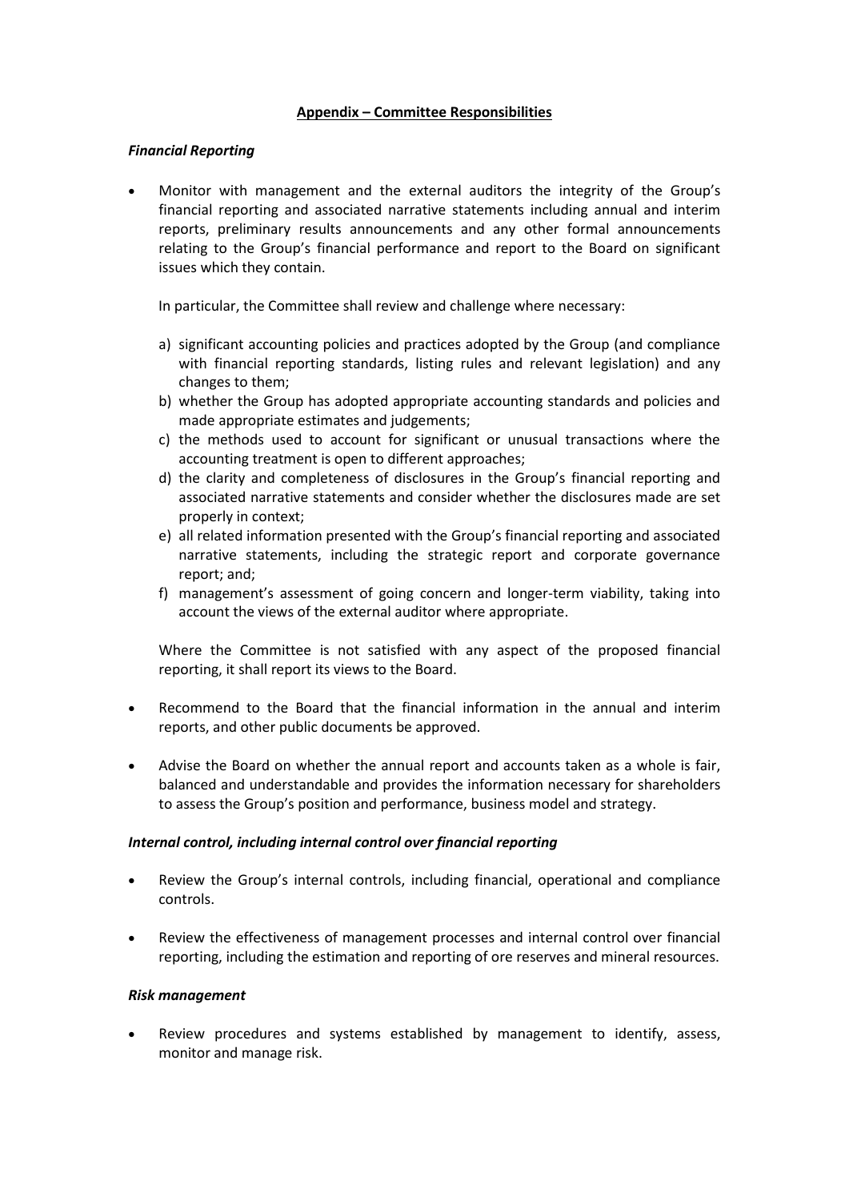## **Appendix – Committee Responsibilities**

***Financial Reporting***

- Monitor with management and the external auditors the integrity of the Group's financial reporting and associated narrative statements including annual and interim reports, preliminary results announcements and any other formal announcements relating to the Group's financial performance and report to the Board on significant issues which they contain.

  In particular, the Committee shall review and challenge where necessary:

  a) significant accounting policies and practices adopted by the Group (and compliance with financial reporting standards, listing rules and relevant legislation) and any changes to them;
  b) whether the Group has adopted appropriate accounting standards and policies and made appropriate estimates and judgements;
  c) the methods used to account for significant or unusual transactions where the accounting treatment is open to different approaches;
  d) the clarity and completeness of disclosures in the Group's financial reporting and associated narrative statements and consider whether the disclosures made are set properly in context;
  e) all related information presented with the Group's financial reporting and associated narrative statements, including the strategic report and corporate governance report; and;
  f) management's assessment of going concern and longer-term viability, taking into account the views of the external auditor where appropriate.

  Where the Committee is not satisfied with any aspect of the proposed financial reporting, it shall report its views to the Board.

- Recommend to the Board that the financial information in the annual and interim reports, and other public documents be approved.

- Advise the Board on whether the annual report and accounts taken as a whole is fair, balanced and understandable and provides the information necessary for shareholders to assess the Group's position and performance, business model and strategy.

***Internal control, including internal control over financial reporting***

- Review the Group's internal controls, including financial, operational and compliance controls.

- Review the effectiveness of management processes and internal control over financial reporting, including the estimation and reporting of ore reserves and mineral resources.

***Risk management***

- Review procedures and systems established by management to identify, assess, monitor and manage risk.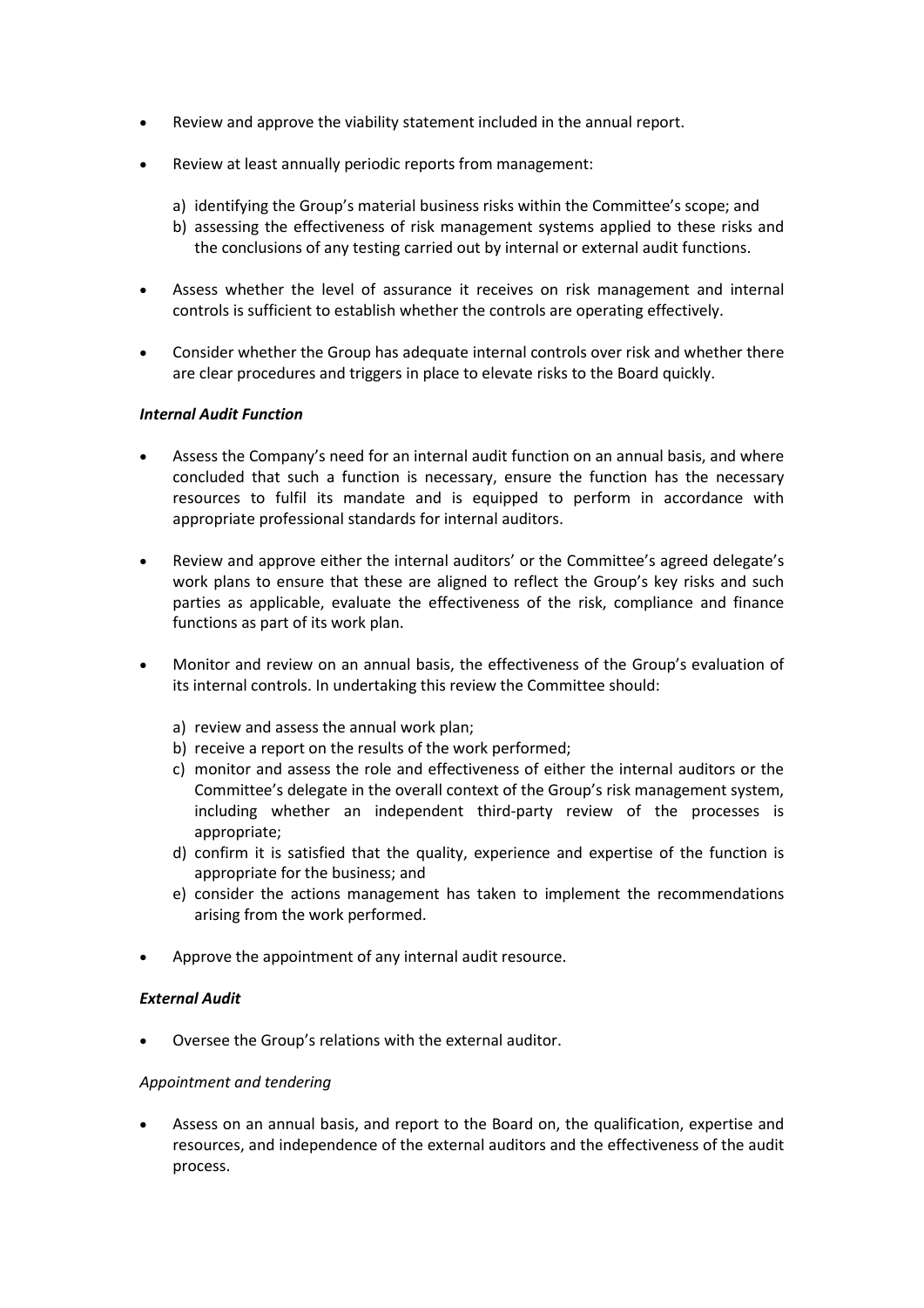- Review and approve the viability statement included in the annual report.
- Review at least annually periodic reports from management:
  a) identifying the Group's material business risks within the Committee's scope; and
  b) assessing the effectiveness of risk management systems applied to these risks and the conclusions of any testing carried out by internal or external audit functions.
- Assess whether the level of assurance it receives on risk management and internal controls is sufficient to establish whether the controls are operating effectively.
- Consider whether the Group has adequate internal controls over risk and whether there are clear procedures and triggers in place to elevate risks to the Board quickly.

***Internal Audit Function***

- Assess the Company's need for an internal audit function on an annual basis, and where concluded that such a function is necessary, ensure the function has the necessary resources to fulfil its mandate and is equipped to perform in accordance with appropriate professional standards for internal auditors.
- Review and approve either the internal auditors' or the Committee's agreed delegate's work plans to ensure that these are aligned to reflect the Group's key risks and such parties as applicable, evaluate the effectiveness of the risk, compliance and finance functions as part of its work plan.
- Monitor and review on an annual basis, the effectiveness of the Group's evaluation of its internal controls. In undertaking this review the Committee should:
  a) review and assess the annual work plan;
  b) receive a report on the results of the work performed;
  c) monitor and assess the role and effectiveness of either the internal auditors or the Committee's delegate in the overall context of the Group's risk management system, including whether an independent third-party review of the processes is appropriate;
  d) confirm it is satisfied that the quality, experience and expertise of the function is appropriate for the business; and
  e) consider the actions management has taken to implement the recommendations arising from the work performed.
- Approve the appointment of any internal audit resource.

***External Audit***

- Oversee the Group's relations with the external auditor.

*Appointment and tendering*

- Assess on an annual basis, and report to the Board on, the qualification, expertise and resources, and independence of the external auditors and the effectiveness of the audit process.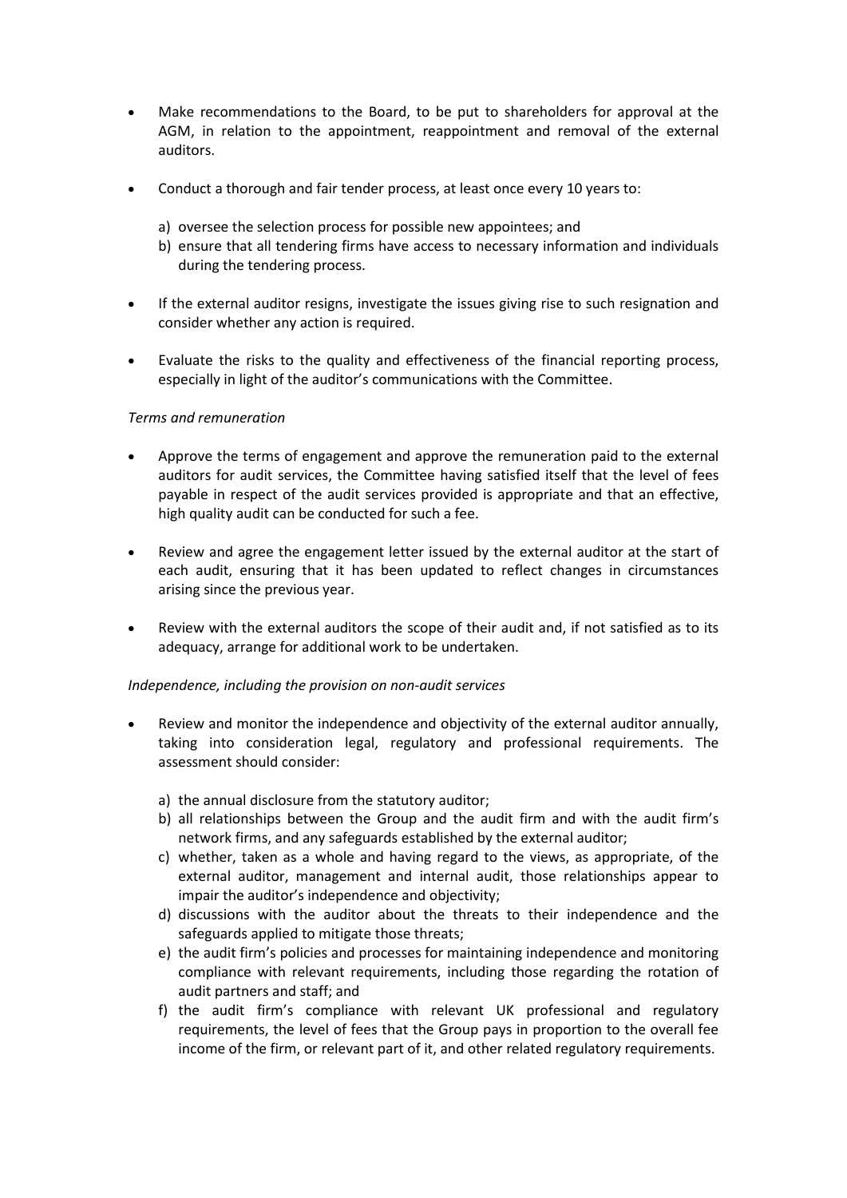- Make recommendations to the Board, to be put to shareholders for approval at the AGM, in relation to the appointment, reappointment and removal of the external auditors.

- Conduct a thorough and fair tender process, at least once every 10 years to:

  a) oversee the selection process for possible new appointees; and
  b) ensure that all tendering firms have access to necessary information and individuals during the tendering process.

- If the external auditor resigns, investigate the issues giving rise to such resignation and consider whether any action is required.

- Evaluate the risks to the quality and effectiveness of the financial reporting process, especially in light of the auditor's communications with the Committee.

*Terms and remuneration*

- Approve the terms of engagement and approve the remuneration paid to the external auditors for audit services, the Committee having satisfied itself that the level of fees payable in respect of the audit services provided is appropriate and that an effective, high quality audit can be conducted for such a fee.

- Review and agree the engagement letter issued by the external auditor at the start of each audit, ensuring that it has been updated to reflect changes in circumstances arising since the previous year.

- Review with the external auditors the scope of their audit and, if not satisfied as to its adequacy, arrange for additional work to be undertaken.

*Independence, including the provision on non-audit services*

- Review and monitor the independence and objectivity of the external auditor annually, taking into consideration legal, regulatory and professional requirements. The assessment should consider:

  a) the annual disclosure from the statutory auditor;
  b) all relationships between the Group and the audit firm and with the audit firm's network firms, and any safeguards established by the external auditor;
  c) whether, taken as a whole and having regard to the views, as appropriate, of the external auditor, management and internal audit, those relationships appear to impair the auditor's independence and objectivity;
  d) discussions with the auditor about the threats to their independence and the safeguards applied to mitigate those threats;
  e) the audit firm's policies and processes for maintaining independence and monitoring compliance with relevant requirements, including those regarding the rotation of audit partners and staff; and
  f) the audit firm's compliance with relevant UK professional and regulatory requirements, the level of fees that the Group pays in proportion to the overall fee income of the firm, or relevant part of it, and other related regulatory requirements.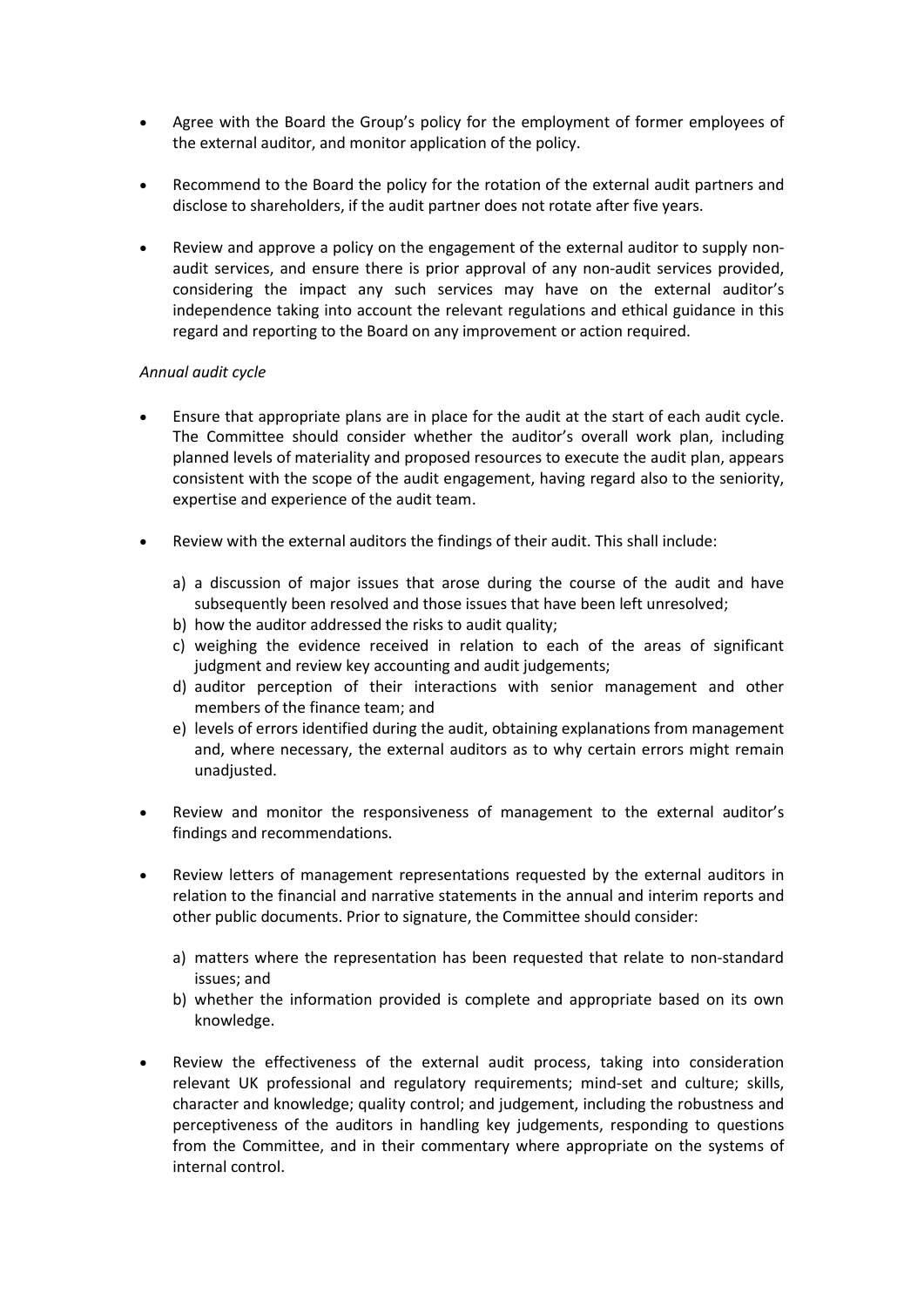- Agree with the Board the Group's policy for the employment of former employees of the external auditor, and monitor application of the policy.

- Recommend to the Board the policy for the rotation of the external audit partners and disclose to shareholders, if the audit partner does not rotate after five years.

- Review and approve a policy on the engagement of the external auditor to supply non-audit services, and ensure there is prior approval of any non-audit services provided, considering the impact any such services may have on the external auditor's independence taking into account the relevant regulations and ethical guidance in this regard and reporting to the Board on any improvement or action required.

*Annual audit cycle*

- Ensure that appropriate plans are in place for the audit at the start of each audit cycle. The Committee should consider whether the auditor's overall work plan, including planned levels of materiality and proposed resources to execute the audit plan, appears consistent with the scope of the audit engagement, having regard also to the seniority, expertise and experience of the audit team.

- Review with the external auditors the findings of their audit. This shall include:

  a) a discussion of major issues that arose during the course of the audit and have subsequently been resolved and those issues that have been left unresolved;
  b) how the auditor addressed the risks to audit quality;
  c) weighing the evidence received in relation to each of the areas of significant judgment and review key accounting and audit judgements;
  d) auditor perception of their interactions with senior management and other members of the finance team; and
  e) levels of errors identified during the audit, obtaining explanations from management and, where necessary, the external auditors as to why certain errors might remain unadjusted.

- Review and monitor the responsiveness of management to the external auditor's findings and recommendations.

- Review letters of management representations requested by the external auditors in relation to the financial and narrative statements in the annual and interim reports and other public documents. Prior to signature, the Committee should consider:

  a) matters where the representation has been requested that relate to non-standard issues; and
  b) whether the information provided is complete and appropriate based on its own knowledge.

- Review the effectiveness of the external audit process, taking into consideration relevant UK professional and regulatory requirements; mind-set and culture; skills, character and knowledge; quality control; and judgement, including the robustness and perceptiveness of the auditors in handling key judgements, responding to questions from the Committee, and in their commentary where appropriate on the systems of internal control.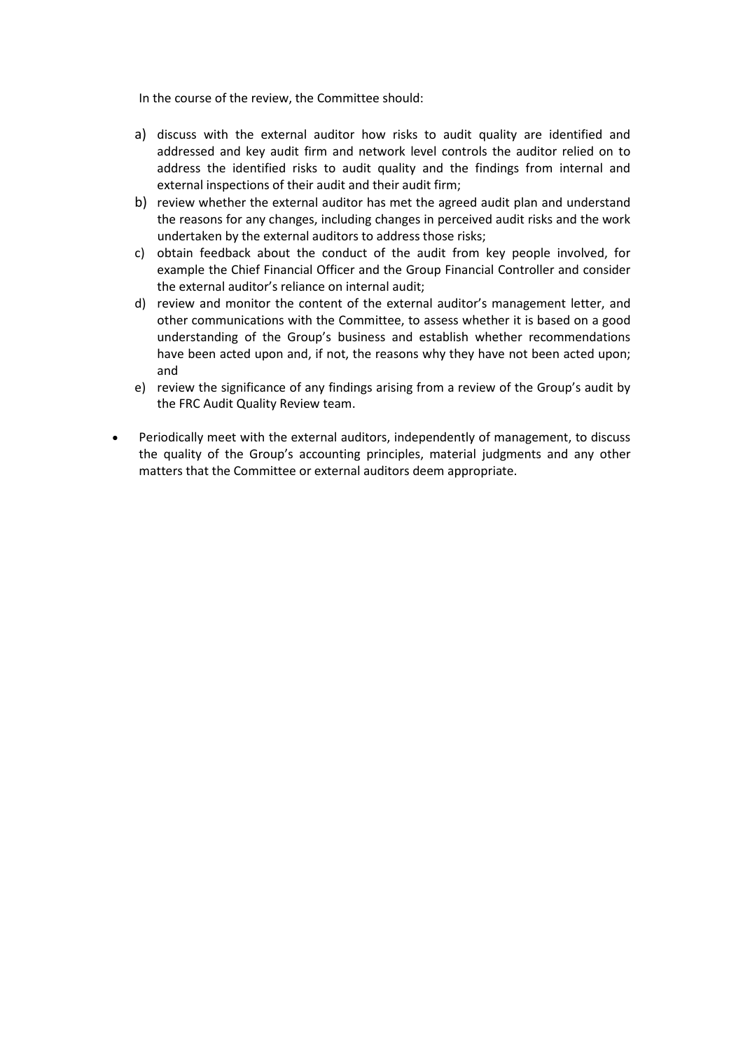In the course of the review, the Committee should:

a) discuss with the external auditor how risks to audit quality are identified and addressed and key audit firm and network level controls the auditor relied on to address the identified risks to audit quality and the findings from internal and external inspections of their audit and their audit firm;
b) review whether the external auditor has met the agreed audit plan and understand the reasons for any changes, including changes in perceived audit risks and the work undertaken by the external auditors to address those risks;
c) obtain feedback about the conduct of the audit from key people involved, for example the Chief Financial Officer and the Group Financial Controller and consider the external auditor's reliance on internal audit;
d) review and monitor the content of the external auditor's management letter, and other communications with the Committee, to assess whether it is based on a good understanding of the Group's business and establish whether recommendations have been acted upon and, if not, the reasons why they have not been acted upon; and
e) review the significance of any findings arising from a review of the Group's audit by the FRC Audit Quality Review team.

- Periodically meet with the external auditors, independently of management, to discuss the quality of the Group's accounting principles, material judgments and any other matters that the Committee or external auditors deem appropriate.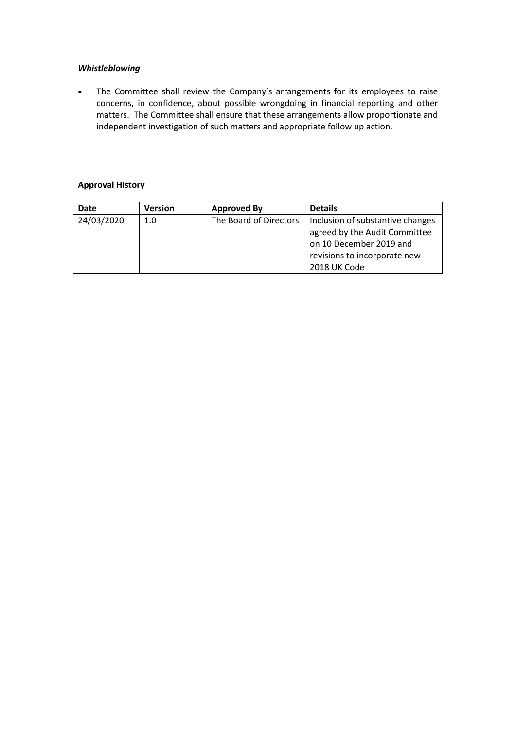***Whistleblowing***

- The Committee shall review the Company's arrangements for its employees to raise concerns, in confidence, about possible wrongdoing in financial reporting and other matters. The Committee shall ensure that these arrangements allow proportionate and independent investigation of such matters and appropriate follow up action.

**Approval History**

| Date | Version | Approved By | Details |
|---|---|---|---|
| 24/03/2020 | 1.0 | The Board of Directors | Inclusion of substantive changes agreed by the Audit Committee on 10 December 2019 and revisions to incorporate new 2018 UK Code |